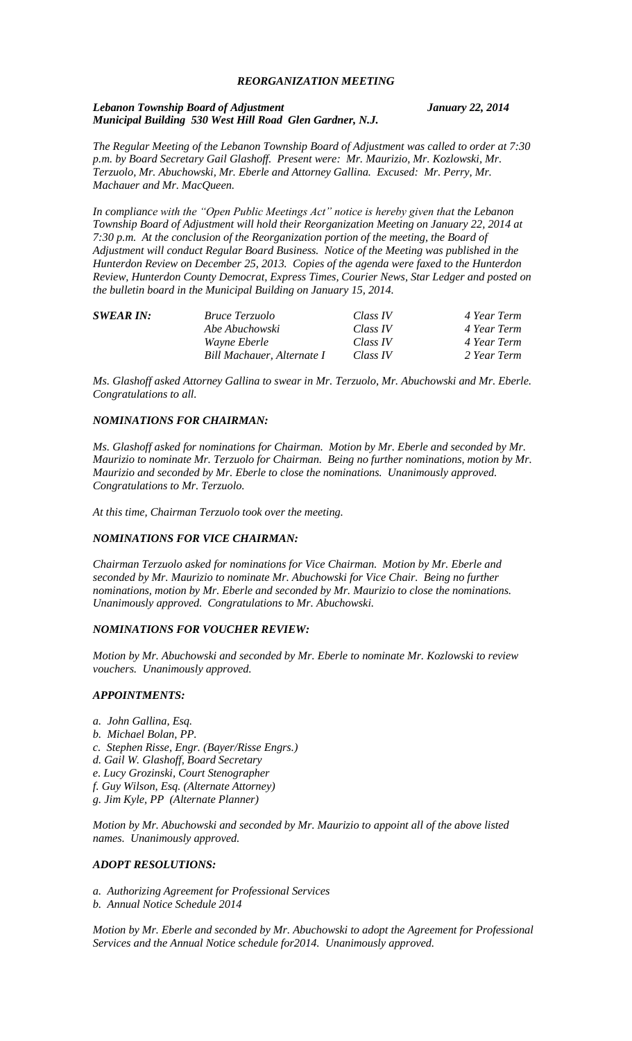# *REORGANIZATION MEETING*

***Lebanon Township Board of Adjustment*** ***January 22, 2014***
***Municipal Building 530 West Hill Road Glen Gardner, N.J.***

*The Regular Meeting of the Lebanon Township Board of Adjustment was called to order at 7:30 p.m. by Board Secretary Gail Glashoff. Present were: Mr. Maurizio, Mr. Kozlowski, Mr. Terzuolo, Mr. Abuchowski, Mr. Eberle and Attorney Gallina. Excused: Mr. Perry, Mr. Machauer and Mr. MacQueen.*

*In compliance with the "Open Public Meetings Act" notice is hereby given that the Lebanon Township Board of Adjustment will hold their Reorganization Meeting on January 22, 2014 at 7:30 p.m. At the conclusion of the Reorganization portion of the meeting, the Board of Adjustment will conduct Regular Board Business. Notice of the Meeting was published in the Hunterdon Review on December 25, 2013. Copies of the agenda were faxed to the Hunterdon Review, Hunterdon County Democrat, Express Times, Courier News, Star Ledger and posted on the bulletin board in the Municipal Building on January 15, 2014.*

| ***SWEAR IN:*** | *Bruce Terzuolo* | *Class IV* | *4 Year Term* |
|---|---|---|---|
| | *Abe Abuchowski* | *Class IV* | *4 Year Term* |
| | *Wayne Eberle* | *Class IV* | *4 Year Term* |
| | *Bill Machauer, Alternate I* | *Class IV* | *2 Year Term* |

*Ms. Glashoff asked Attorney Gallina to swear in Mr. Terzuolo, Mr. Abuchowski and Mr. Eberle. Congratulations to all.*

### ***NOMINATIONS FOR CHAIRMAN:***

*Ms. Glashoff asked for nominations for Chairman. Motion by Mr. Eberle and seconded by Mr. Maurizio to nominate Mr. Terzuolo for Chairman. Being no further nominations, motion by Mr. Maurizio and seconded by Mr. Eberle to close the nominations. Unanimously approved. Congratulations to Mr. Terzuolo.*

*At this time, Chairman Terzuolo took over the meeting.*

### ***NOMINATIONS FOR VICE CHAIRMAN:***

*Chairman Terzuolo asked for nominations for Vice Chairman. Motion by Mr. Eberle and seconded by Mr. Maurizio to nominate Mr. Abuchowski for Vice Chair. Being no further nominations, motion by Mr. Eberle and seconded by Mr. Maurizio to close the nominations. Unanimously approved. Congratulations to Mr. Abuchowski.*

### ***NOMINATIONS FOR VOUCHER REVIEW:***

*Motion by Mr. Abuchowski and seconded by Mr. Eberle to nominate Mr. Kozlowski to review vouchers. Unanimously approved.*

### ***APPOINTMENTS:***

*a. John Gallina, Esq.*
*b. Michael Bolan, PP.*
*c. Stephen Risse, Engr. (Bayer/Risse Engrs.)*
*d. Gail W. Glashoff, Board Secretary*
*e. Lucy Grozinski, Court Stenographer*
*f. Guy Wilson, Esq. (Alternate Attorney)*
*g. Jim Kyle, PP (Alternate Planner)*

*Motion by Mr. Abuchowski and seconded by Mr. Maurizio to appoint all of the above listed names. Unanimously approved.*

### ***ADOPT RESOLUTIONS:***

*a. Authorizing Agreement for Professional Services*
*b. Annual Notice Schedule 2014*

*Motion by Mr. Eberle and seconded by Mr. Abuchowski to adopt the Agreement for Professional Services and the Annual Notice schedule for2014. Unanimously approved.*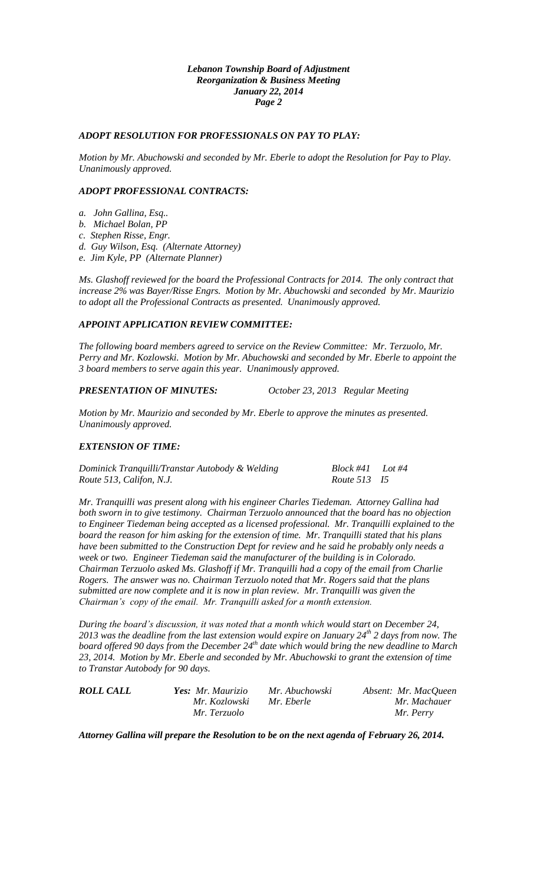### *ADOPT RESOLUTION FOR PROFESSIONALS ON PAY TO PLAY:*

*Motion by Mr. Abuchowski and seconded by Mr. Eberle to adopt the Resolution for Pay to Play. Unanimously approved.*

### *ADOPT PROFESSIONAL CONTRACTS:*

*a. John Gallina, Esq..*
*b. Michael Bolan, PP*
*c. Stephen Risse, Engr.*
*d. Guy Wilson, Esq. (Alternate Attorney)*
*e. Jim Kyle, PP (Alternate Planner)*

*Ms. Glashoff reviewed for the board the Professional Contracts for 2014. The only contract that increase 2% was Bayer/Risse Engrs. Motion by Mr. Abuchowski and seconded by Mr. Maurizio to adopt all the Professional Contracts as presented. Unanimously approved.*

### *APPOINT APPLICATION REVIEW COMMITTEE:*

*The following board members agreed to service on the Review Committee: Mr. Terzuolo, Mr. Perry and Mr. Kozlowski. Motion by Mr. Abuchowski and seconded by Mr. Eberle to appoint the 3 board members to serve again this year. Unanimously approved.*

***PRESENTATION OF MINUTES:*** *October 23, 2013 Regular Meeting*

*Motion by Mr. Maurizio and seconded by Mr. Eberle to approve the minutes as presented. Unanimously approved.*

### *EXTENSION OF TIME:*

| | |
|---|---|
| *Dominick Tranquilli/Transtar Autobody & Welding* | *Block #41 Lot #4* |
| *Route 513, Califon, N.J.* | *Route 513 I5* |

*Mr. Tranquilli was present along with his engineer Charles Tiedeman. Attorney Gallina had both sworn in to give testimony. Chairman Terzuolo announced that the board has no objection to Engineer Tiedeman being accepted as a licensed professional. Mr. Tranquilli explained to the board the reason for him asking for the extension of time. Mr. Tranquilli stated that his plans have been submitted to the Construction Dept for review and he said he probably only needs a week or two. Engineer Tiedeman said the manufacturer of the building is in Colorado. Chairman Terzuolo asked Ms. Glashoff if Mr. Tranquilli had a copy of the email from Charlie Rogers. The answer was no. Chairman Terzuolo noted that Mr. Rogers said that the plans submitted are now complete and it is now in plan review. Mr. Tranquilli was given the Chairman's copy of the email. Mr. Tranquilli asked for a month extension.*

*During the board's discussion, it was noted that a month which would start on December 24, 2013 was the deadline from the last extension would expire on January 24th 2 days from now. The board offered 90 days from the December 24th date which would bring the new deadline to March 23, 2014. Motion by Mr. Eberle and seconded by Mr. Abuchowski to grant the extension of time to Transtar Autobody for 90 days.*

| ***ROLL CALL*** | ***Yes:*** *Mr. Maurizio* | *Mr. Abuchowski* | *Absent: Mr. MacQueen* |
|---|---|---|---|
| | *Mr. Kozlowski* | *Mr. Eberle* | *Mr. Machauer* |
| | *Mr. Terzuolo* | | *Mr. Perry* |

***Attorney Gallina will prepare the Resolution to be on the next agenda of February 26, 2014.***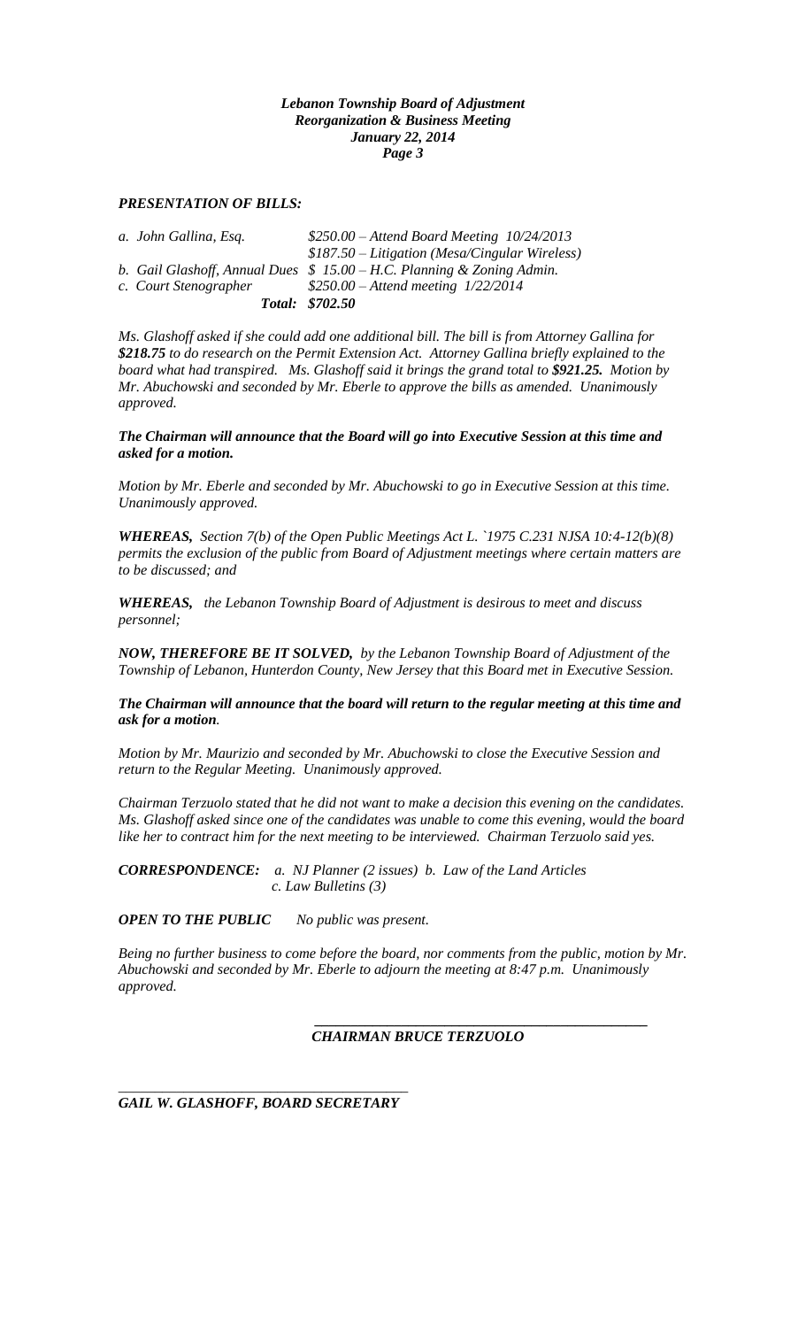***PRESENTATION OF BILLS:***

| | |
|---|---|
| *a. John Gallina, Esq.* | *$250.00 – Attend Board Meeting 10/24/2013* |
| | *$187.50 – Litigation (Mesa/Cingular Wireless)* |
| *b. Gail Glashoff, Annual Dues* | *$ 15.00 – H.C. Planning & Zoning Admin.* |
| *c. Court Stenographer* | *$250.00 – Attend meeting 1/22/2014* |
| ***Total:*** | ***$702.50*** |

*Ms. Glashoff asked if she could add one additional bill. The bill is from Attorney Gallina for **$218.75** to do research on the Permit Extension Act. Attorney Gallina briefly explained to the board what had transpired. Ms. Glashoff said it brings the grand total to **$921.25.** Motion by Mr. Abuchowski and seconded by Mr. Eberle to approve the bills as amended. Unanimously approved.*

***The Chairman will announce that the Board will go into Executive Session at this time and asked for a motion.***

*Motion by Mr. Eberle and seconded by Mr. Abuchowski to go in Executive Session at this time. Unanimously approved.*

***WHEREAS,*** *Section 7(b) of the Open Public Meetings Act L. `1975 C.231 NJSA 10:4-12(b)(8) permits the exclusion of the public from Board of Adjustment meetings where certain matters are to be discussed; and*

***WHEREAS,*** *the Lebanon Township Board of Adjustment is desirous to meet and discuss personnel;*

***NOW, THEREFORE BE IT SOLVED,*** *by the Lebanon Township Board of Adjustment of the Township of Lebanon, Hunterdon County, New Jersey that this Board met in Executive Session.*

***The Chairman will announce that the board will return to the regular meeting at this time and ask for a motion.***

*Motion by Mr. Maurizio and seconded by Mr. Abuchowski to close the Executive Session and return to the Regular Meeting. Unanimously approved.*

*Chairman Terzuolo stated that he did not want to make a decision this evening on the candidates. Ms. Glashoff asked since one of the candidates was unable to come this evening, would the board like her to contract him for the next meeting to be interviewed. Chairman Terzuolo said yes.*

***CORRESPONDENCE:*** *a. NJ Planner (2 issues) b. Law of the Land Articles c. Law Bulletins (3)*

***OPEN TO THE PUBLIC*** *No public was present.*

*Being no further business to come before the board, nor comments from the public, motion by Mr. Abuchowski and seconded by Mr. Eberle to adjourn the meeting at 8:47 p.m. Unanimously approved.*

\_\_\_\_\_\_\_\_\_\_\_\_\_\_\_\_\_\_\_\_\_\_\_\_\_\_\_\_\_\_\_\_\_\_\_\_\_\_\_\_\_\_\_\_

***CHAIRMAN BRUCE TERZUOLO***

\_\_\_\_\_\_\_\_\_\_\_\_\_\_\_\_\_\_\_\_\_\_\_\_\_\_\_\_\_\_\_\_\_\_\_\_\_\_\_\_\_\_\_\_

***GAIL W. GLASHOFF, BOARD SECRETARY***